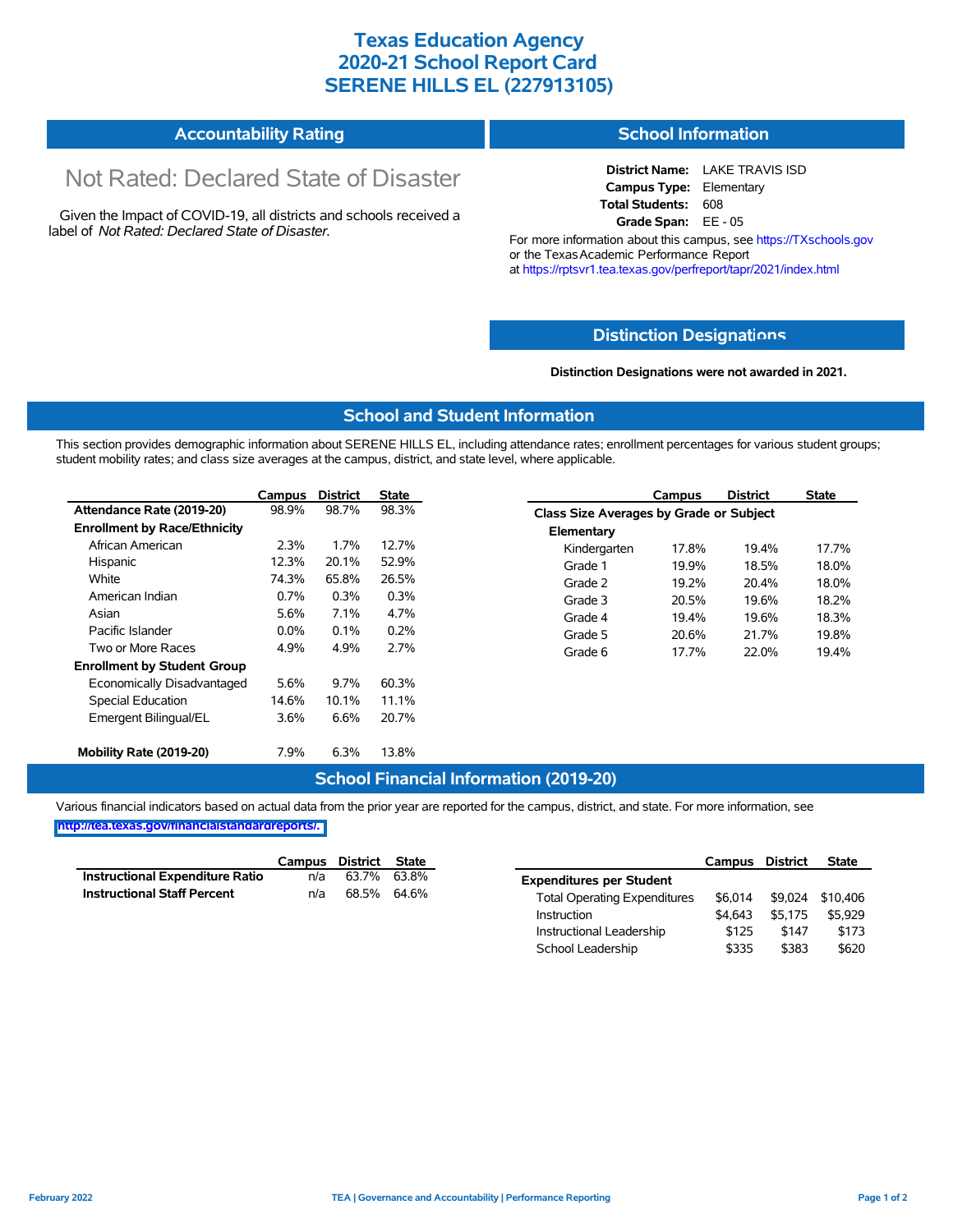# Texas Education Agency
# 2020-21 School Report Card
# SERENE HILLS EL (227913105)

## Accountability Rating

Not Rated: Declared State of Disaster

Given the Impact of COVID-19, all districts and schools received a label of *Not Rated: Declared State of Disaster*.

## School Information

**District Name:** LAKE TRAVIS ISD
**Campus Type:** Elementary
**Total Students:** 608
**Grade Span:** EE - 05

For more information about this campus, see https://TXschools.gov or the Texas Academic Performance Report at https://rptsvr1.tea.texas.gov/perfreport/tapr/2021/index.html

## Distinction Designations

**Distinction Designations were not awarded in 2021.**

## School and Student Information

This section provides demographic information about SERENE HILLS EL, including attendance rates; enrollment percentages for various student groups; student mobility rates; and class size averages at the campus, district, and state level, where applicable.

| | Campus | District | State |
|---|---|---|---|
| **Attendance Rate (2019-20)** | 98.9% | 98.7% | 98.3% |
| **Enrollment by Race/Ethnicity** | | | |
| African American | 2.3% | 1.7% | 12.7% |
| Hispanic | 12.3% | 20.1% | 52.9% |
| White | 74.3% | 65.8% | 26.5% |
| American Indian | 0.7% | 0.3% | 0.3% |
| Asian | 5.6% | 7.1% | 4.7% |
| Pacific Islander | 0.0% | 0.1% | 0.2% |
| Two or More Races | 4.9% | 4.9% | 2.7% |
| **Enrollment by Student Group** | | | |
| Economically Disadvantaged | 5.6% | 9.7% | 60.3% |
| Special Education | 14.6% | 10.1% | 11.1% |
| Emergent Bilingual/EL | 3.6% | 6.6% | 20.7% |
| **Mobility Rate (2019-20)** | 7.9% | 6.3% | 13.8% |

| | Campus | District | State |
|---|---|---|---|
| **Class Size Averages by Grade or Subject** | | | |
| **Elementary** | | | |
| Kindergarten | 17.8% | 19.4% | 17.7% |
| Grade 1 | 19.9% | 18.5% | 18.0% |
| Grade 2 | 19.2% | 20.4% | 18.0% |
| Grade 3 | 20.5% | 19.6% | 18.2% |
| Grade 4 | 19.4% | 19.6% | 18.3% |
| Grade 5 | 20.6% | 21.7% | 19.8% |
| Grade 6 | 17.7% | 22.0% | 19.4% |

## School Financial Information (2019-20)

Various financial indicators based on actual data from the prior year are reported for the campus, district, and state. For more information, see http://tea.texas.gov/financialstandardreports/.

| | Campus | District | State |
|---|---|---|---|
| **Instructional Expenditure Ratio** | n/a | 63.7% | 63.8% |
| **Instructional Staff Percent** | n/a | 68.5% | 64.6% |

| | Campus | District | State |
|---|---|---|---|
| **Expenditures per Student** | | | |
| Total Operating Expenditures | $6,014 | $9,024 | $10,406 |
| Instruction | $4,643 | $5,175 | $5,929 |
| Instructional Leadership | $125 | $147 | $173 |
| School Leadership | $335 | $383 | $620 |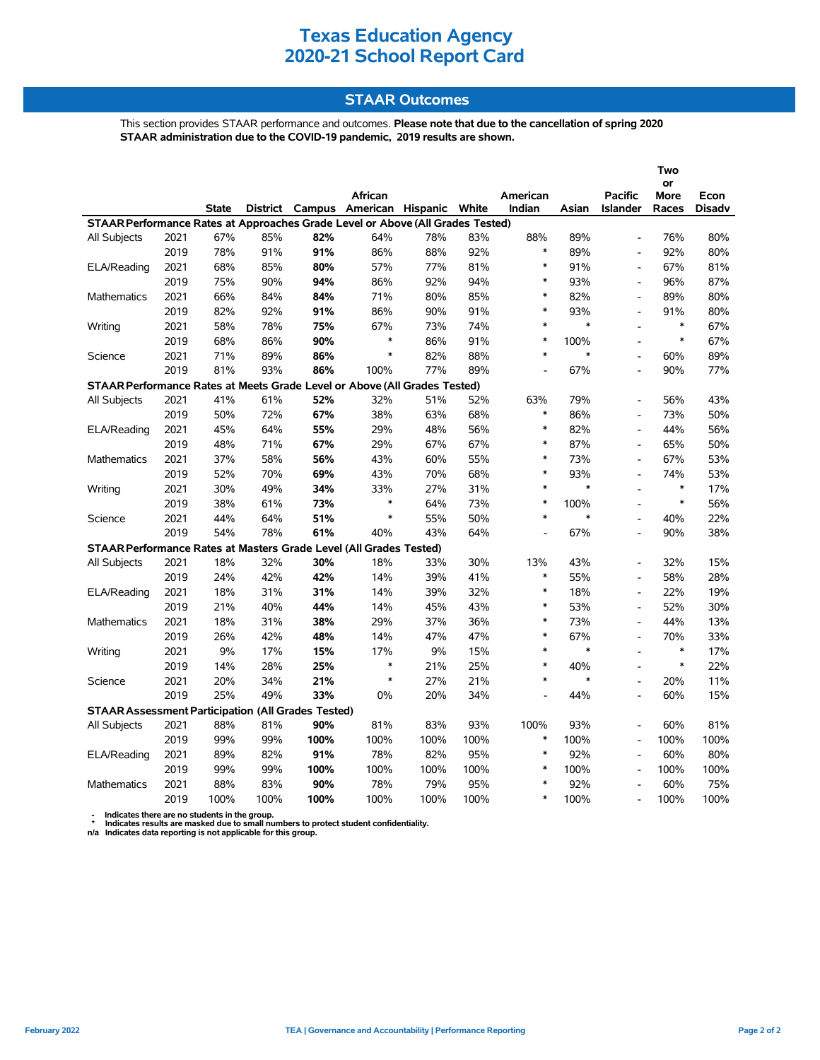# Texas Education Agency
# 2020-21 School Report Card

## STAAR Outcomes

This section provides STAAR performance and outcomes. **Please note that due to the cancellation of spring 2020 STAAR administration due to the COVID-19 pandemic, 2019 results are shown.**

| | | State | District | Campus | African American | Hispanic | White | American Indian | Asian | Pacific Islander | Two or More Races | Econ Disadv |
|---|---|---|---|---|---|---|---|---|---|---|---|---|
| **STAAR Performance Rates at Approaches Grade Level or Above (All Grades Tested)** | | | | | | | | | | | | |
| All Subjects | 2021 | 67% | 85% | **82%** | 64% | 78% | 83% | 88% | 89% | - | 76% | 80% |
| | 2019 | 78% | 91% | **91%** | 86% | 88% | 92% | * | 89% | - | 92% | 80% |
| ELA/Reading | 2021 | 68% | 85% | **80%** | 57% | 77% | 81% | * | 91% | - | 67% | 81% |
| | 2019 | 75% | 90% | **94%** | 86% | 92% | 94% | * | 93% | - | 96% | 87% |
| Mathematics | 2021 | 66% | 84% | **84%** | 71% | 80% | 85% | * | 82% | - | 89% | 80% |
| | 2019 | 82% | 92% | **91%** | 86% | 90% | 91% | * | 93% | - | 91% | 80% |
| Writing | 2021 | 58% | 78% | **75%** | 67% | 73% | 74% | * | * | - | * | 67% |
| | 2019 | 68% | 86% | **90%** | * | 86% | 91% | * | 100% | - | * | 67% |
| Science | 2021 | 71% | 89% | **86%** | * | 82% | 88% | * | * | - | 60% | 89% |
| | 2019 | 81% | 93% | **86%** | 100% | 77% | 89% | - | 67% | - | 90% | 77% |
| **STAAR Performance Rates at Meets Grade Level or Above (All Grades Tested)** | | | | | | | | | | | | |
| All Subjects | 2021 | 41% | 61% | **52%** | 32% | 51% | 52% | 63% | 79% | - | 56% | 43% |
| | 2019 | 50% | 72% | **67%** | 38% | 63% | 68% | * | 86% | - | 73% | 50% |
| ELA/Reading | 2021 | 45% | 64% | **55%** | 29% | 48% | 56% | * | 82% | - | 44% | 56% |
| | 2019 | 48% | 71% | **67%** | 29% | 67% | 67% | * | 87% | - | 65% | 50% |
| Mathematics | 2021 | 37% | 58% | **56%** | 43% | 60% | 55% | * | 73% | - | 67% | 53% |
| | 2019 | 52% | 70% | **69%** | 43% | 70% | 68% | * | 93% | - | 74% | 53% |
| Writing | 2021 | 30% | 49% | **34%** | 33% | 27% | 31% | * | * | - | * | 17% |
| | 2019 | 38% | 61% | **73%** | * | 64% | 73% | * | 100% | - | * | 56% |
| Science | 2021 | 44% | 64% | **51%** | * | 55% | 50% | * | * | - | 40% | 22% |
| | 2019 | 54% | 78% | **61%** | 40% | 43% | 64% | - | 67% | - | 90% | 38% |
| **STAAR Performance Rates at Masters Grade Level (All Grades Tested)** | | | | | | | | | | | | |
| All Subjects | 2021 | 18% | 32% | **30%** | 18% | 33% | 30% | 13% | 43% | - | 32% | 15% |
| | 2019 | 24% | 42% | **42%** | 14% | 39% | 41% | * | 55% | - | 58% | 28% |
| ELA/Reading | 2021 | 18% | 31% | **31%** | 14% | 39% | 32% | * | 18% | - | 22% | 19% |
| | 2019 | 21% | 40% | **44%** | 14% | 45% | 43% | * | 53% | - | 52% | 30% |
| Mathematics | 2021 | 18% | 31% | **38%** | 29% | 37% | 36% | * | 73% | - | 44% | 13% |
| | 2019 | 26% | 42% | **48%** | 14% | 47% | 47% | * | 67% | - | 70% | 33% |
| Writing | 2021 | 9% | 17% | **15%** | 17% | 9% | 15% | * | * | - | * | 17% |
| | 2019 | 14% | 28% | **25%** | * | 21% | 25% | * | 40% | - | * | 22% |
| Science | 2021 | 20% | 34% | **21%** | * | 27% | 21% | * | * | - | 20% | 11% |
| | 2019 | 25% | 49% | **33%** | 0% | 20% | 34% | - | 44% | - | 60% | 15% |
| **STAAR Assessment Participation (All Grades Tested)** | | | | | | | | | | | | |
| All Subjects | 2021 | 88% | 81% | **90%** | 81% | 83% | 93% | 100% | 93% | - | 60% | 81% |
| | 2019 | 99% | 99% | **100%** | 100% | 100% | 100% | * | 100% | - | 100% | 100% |
| ELA/Reading | 2021 | 89% | 82% | **91%** | 78% | 82% | 95% | * | 92% | - | 60% | 80% |
| | 2019 | 99% | 99% | **100%** | 100% | 100% | 100% | * | 100% | - | 100% | 100% |
| Mathematics | 2021 | 88% | 83% | **90%** | 78% | 79% | 95% | * | 92% | - | 60% | 75% |
| | 2019 | 100% | 100% | **100%** | 100% | 100% | 100% | * | 100% | - | 100% | 100% |

**-** Indicates there are no students in the group.
**\*** Indicates results are masked due to small numbers to protect student confidentiality.
**n/a** Indicates data reporting is not applicable for this group.